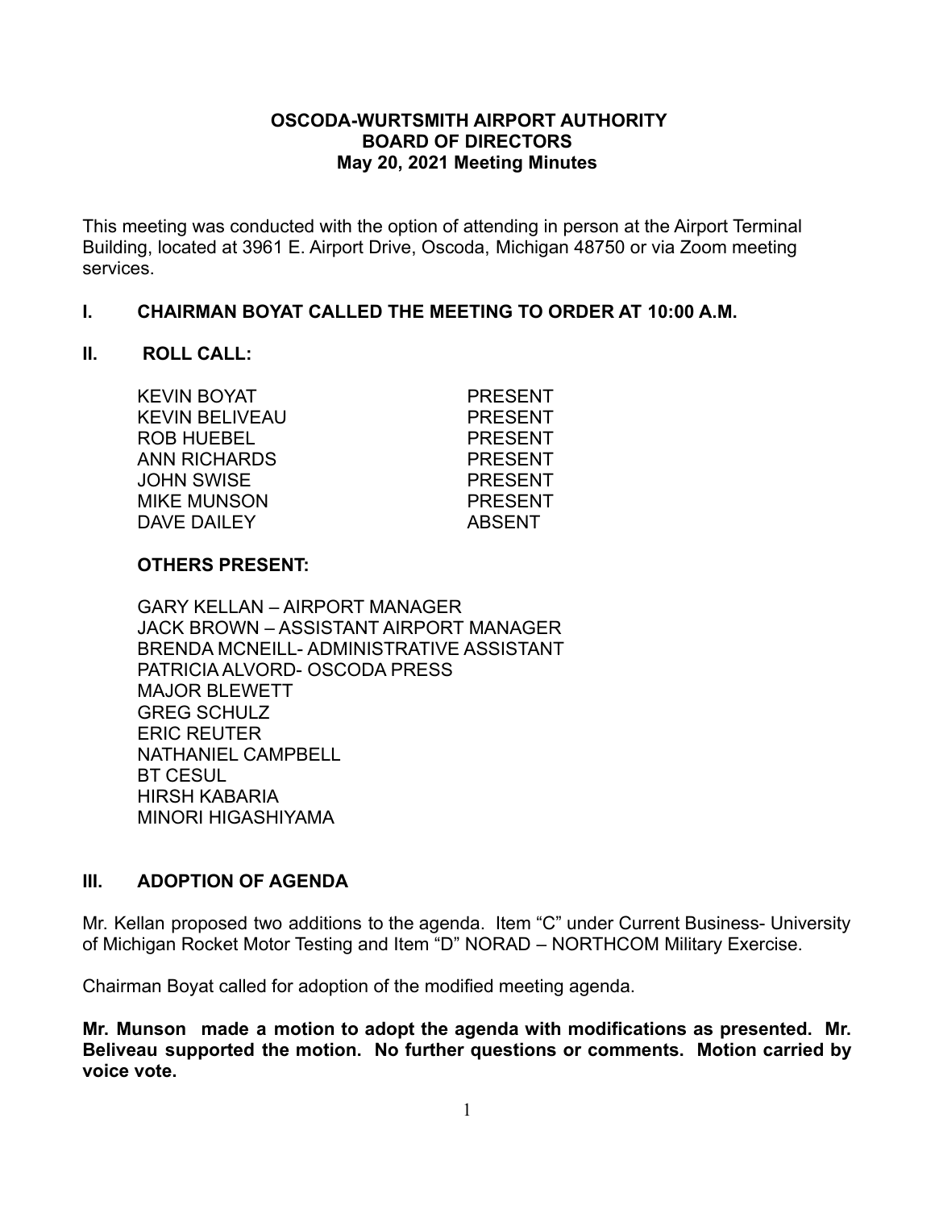**OSCODA-WURTSMITH AIRPORT AUTHORITY**
**BOARD OF DIRECTORS**
**May 20, 2021 Meeting Minutes**

This meeting was conducted with the option of attending in person at the Airport Terminal Building, located at 3961 E. Airport Drive, Oscoda, Michigan 48750 or via Zoom meeting services.

## I. CHAIRMAN BOYAT CALLED THE MEETING TO ORDER AT 10:00 A.M.

## II. ROLL CALL:

| | |
|---|---|
| KEVIN BOYAT | PRESENT |
| KEVIN BELIVEAU | PRESENT |
| ROB HUEBEL | PRESENT |
| ANN RICHARDS | PRESENT |
| JOHN SWISE | PRESENT |
| MIKE MUNSON | PRESENT |
| DAVE DAILEY | ABSENT |

**OTHERS PRESENT:**

GARY KELLAN – AIRPORT MANAGER
JACK BROWN – ASSISTANT AIRPORT MANAGER
BRENDA MCNEILL- ADMINISTRATIVE ASSISTANT
PATRICIA ALVORD- OSCODA PRESS
MAJOR BLEWETT
GREG SCHULZ
ERIC REUTER
NATHANIEL CAMPBELL
BT CESUL
HIRSH KABARIA
MINORI HIGASHIYAMA

## III. ADOPTION OF AGENDA

Mr. Kellan proposed two additions to the agenda. Item "C" under Current Business- University of Michigan Rocket Motor Testing and Item "D" NORAD – NORTHCOM Military Exercise.

Chairman Boyat called for adoption of the modified meeting agenda.

**Mr. Munson made a motion to adopt the agenda with modifications as presented. Mr. Beliveau supported the motion. No further questions or comments. Motion carried by voice vote.**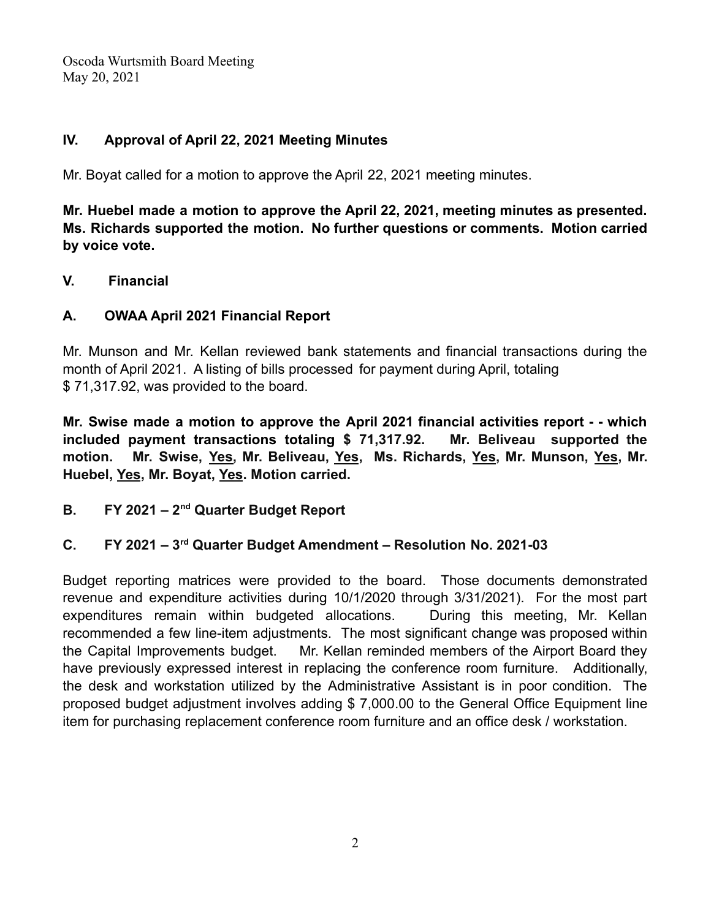## IV. Approval of April 22, 2021 Meeting Minutes

Mr. Boyat called for a motion to approve the April 22, 2021 meeting minutes.

**Mr. Huebel made a motion to approve the April 22, 2021, meeting minutes as presented. Ms. Richards supported the motion. No further questions or comments. Motion carried by voice vote.**

## V. Financial

### A. OWAA April 2021 Financial Report

Mr. Munson and Mr. Kellan reviewed bank statements and financial transactions during the month of April 2021. A listing of bills processed for payment during April, totaling $ 71,317.92, was provided to the board.

**Mr. Swise made a motion to approve the April 2021 financial activities report - - which included payment transactions totaling $ 71,317.92. Mr. Beliveau supported the motion. Mr. Swise, <u>Yes</u>, Mr. Beliveau, <u>Yes</u>, Ms. Richards, <u>Yes</u>, Mr. Munson, <u>Yes</u>, Mr. Huebel, <u>Yes</u>, Mr. Boyat, <u>Yes</u>. Motion carried.**

### B. FY 2021 – 2nd Quarter Budget Report

### C. FY 2021 – 3rd Quarter Budget Amendment – Resolution No. 2021-03

Budget reporting matrices were provided to the board. Those documents demonstrated revenue and expenditure activities during 10/1/2020 through 3/31/2021). For the most part expenditures remain within budgeted allocations. During this meeting, Mr. Kellan recommended a few line-item adjustments. The most significant change was proposed within the Capital Improvements budget. Mr. Kellan reminded members of the Airport Board they have previously expressed interest in replacing the conference room furniture. Additionally, the desk and workstation utilized by the Administrative Assistant is in poor condition. The proposed budget adjustment involves adding $ 7,000.00 to the General Office Equipment line item for purchasing replacement conference room furniture and an office desk / workstation.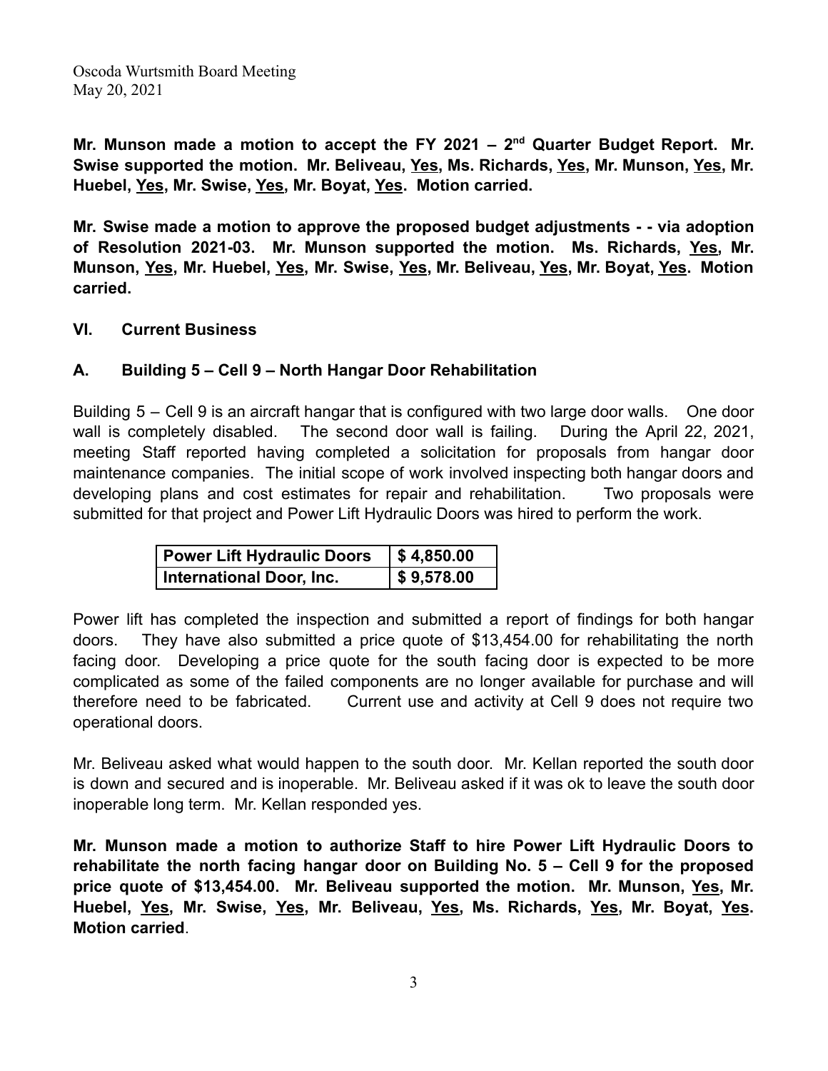**Mr. Munson made a motion to accept the FY 2021 – 2nd Quarter Budget Report. Mr. Swise supported the motion. Mr. Beliveau, Yes, Ms. Richards, Yes, Mr. Munson, Yes, Mr. Huebel, Yes, Mr. Swise, Yes, Mr. Boyat, Yes. Motion carried.**

**Mr. Swise made a motion to approve the proposed budget adjustments - - via adoption of Resolution 2021-03. Mr. Munson supported the motion. Ms. Richards, Yes, Mr. Munson, Yes, Mr. Huebel, Yes, Mr. Swise, Yes, Mr. Beliveau, Yes, Mr. Boyat, Yes. Motion carried.**

## VI. Current Business

### A. Building 5 – Cell 9 – North Hangar Door Rehabilitation

Building 5 – Cell 9 is an aircraft hangar that is configured with two large door walls. One door wall is completely disabled. The second door wall is failing. During the April 22, 2021, meeting Staff reported having completed a solicitation for proposals from hangar door maintenance companies. The initial scope of work involved inspecting both hangar doors and developing plans and cost estimates for repair and rehabilitation. Two proposals were submitted for that project and Power Lift Hydraulic Doors was hired to perform the work.

| Power Lift Hydraulic Doors | $ 4,850.00 |
|---|---|
| International Door, Inc. | $ 9,578.00 |

Power lift has completed the inspection and submitted a report of findings for both hangar doors. They have also submitted a price quote of $13,454.00 for rehabilitating the north facing door. Developing a price quote for the south facing door is expected to be more complicated as some of the failed components are no longer available for purchase and will therefore need to be fabricated. Current use and activity at Cell 9 does not require two operational doors.

Mr. Beliveau asked what would happen to the south door. Mr. Kellan reported the south door is down and secured and is inoperable. Mr. Beliveau asked if it was ok to leave the south door inoperable long term. Mr. Kellan responded yes.

**Mr. Munson made a motion to authorize Staff to hire Power Lift Hydraulic Doors to rehabilitate the north facing hangar door on Building No. 5 – Cell 9 for the proposed price quote of $13,454.00. Mr. Beliveau supported the motion. Mr. Munson, Yes, Mr. Huebel, Yes, Mr. Swise, Yes, Mr. Beliveau, Yes, Ms. Richards, Yes, Mr. Boyat, Yes. Motion carried**.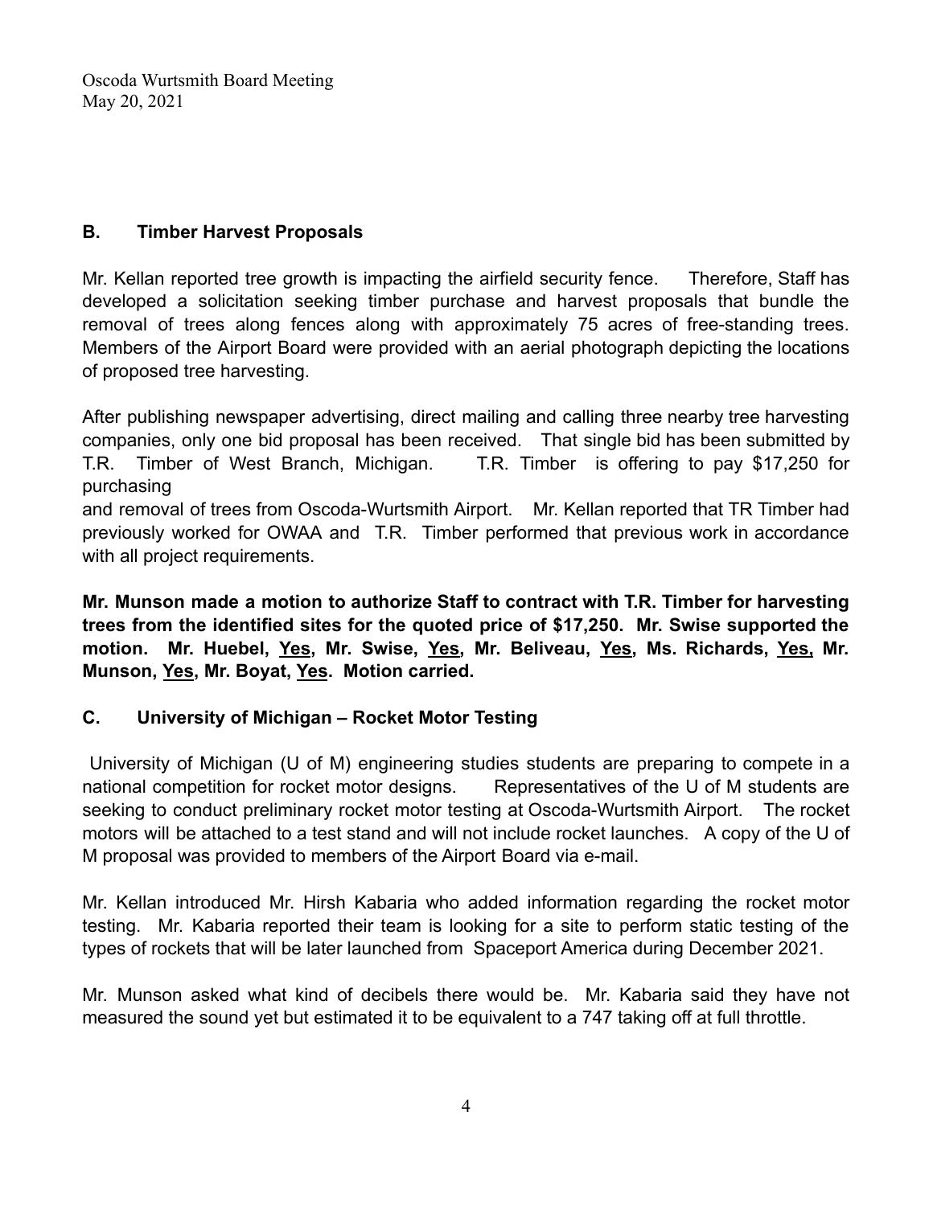## B. Timber Harvest Proposals

Mr. Kellan reported tree growth is impacting the airfield security fence. Therefore, Staff has developed a solicitation seeking timber purchase and harvest proposals that bundle the removal of trees along fences along with approximately 75 acres of free-standing trees. Members of the Airport Board were provided with an aerial photograph depicting the locations of proposed tree harvesting.

After publishing newspaper advertising, direct mailing and calling three nearby tree harvesting companies, only one bid proposal has been received. That single bid has been submitted by T.R. Timber of West Branch, Michigan. T.R. Timber is offering to pay $17,250 for purchasing
and removal of trees from Oscoda-Wurtsmith Airport. Mr. Kellan reported that TR Timber had previously worked for OWAA and T.R. Timber performed that previous work in accordance with all project requirements.

**Mr. Munson made a motion to authorize Staff to contract with T.R. Timber for harvesting trees from the identified sites for the quoted price of $17,250. Mr. Swise supported the motion. Mr. Huebel, <u>Yes</u>, Mr. Swise, <u>Yes</u>, Mr. Beliveau, <u>Yes</u>, Ms. Richards, <u>Yes,</u> Mr. Munson, <u>Yes</u>, Mr. Boyat, <u>Yes</u>. Motion carried.**

## C. University of Michigan – Rocket Motor Testing

University of Michigan (U of M) engineering studies students are preparing to compete in a national competition for rocket motor designs. Representatives of the U of M students are seeking to conduct preliminary rocket motor testing at Oscoda-Wurtsmith Airport. The rocket motors will be attached to a test stand and will not include rocket launches. A copy of the U of M proposal was provided to members of the Airport Board via e-mail.

Mr. Kellan introduced Mr. Hirsh Kabaria who added information regarding the rocket motor testing. Mr. Kabaria reported their team is looking for a site to perform static testing of the types of rockets that will be later launched from Spaceport America during December 2021.

Mr. Munson asked what kind of decibels there would be. Mr. Kabaria said they have not measured the sound yet but estimated it to be equivalent to a 747 taking off at full throttle.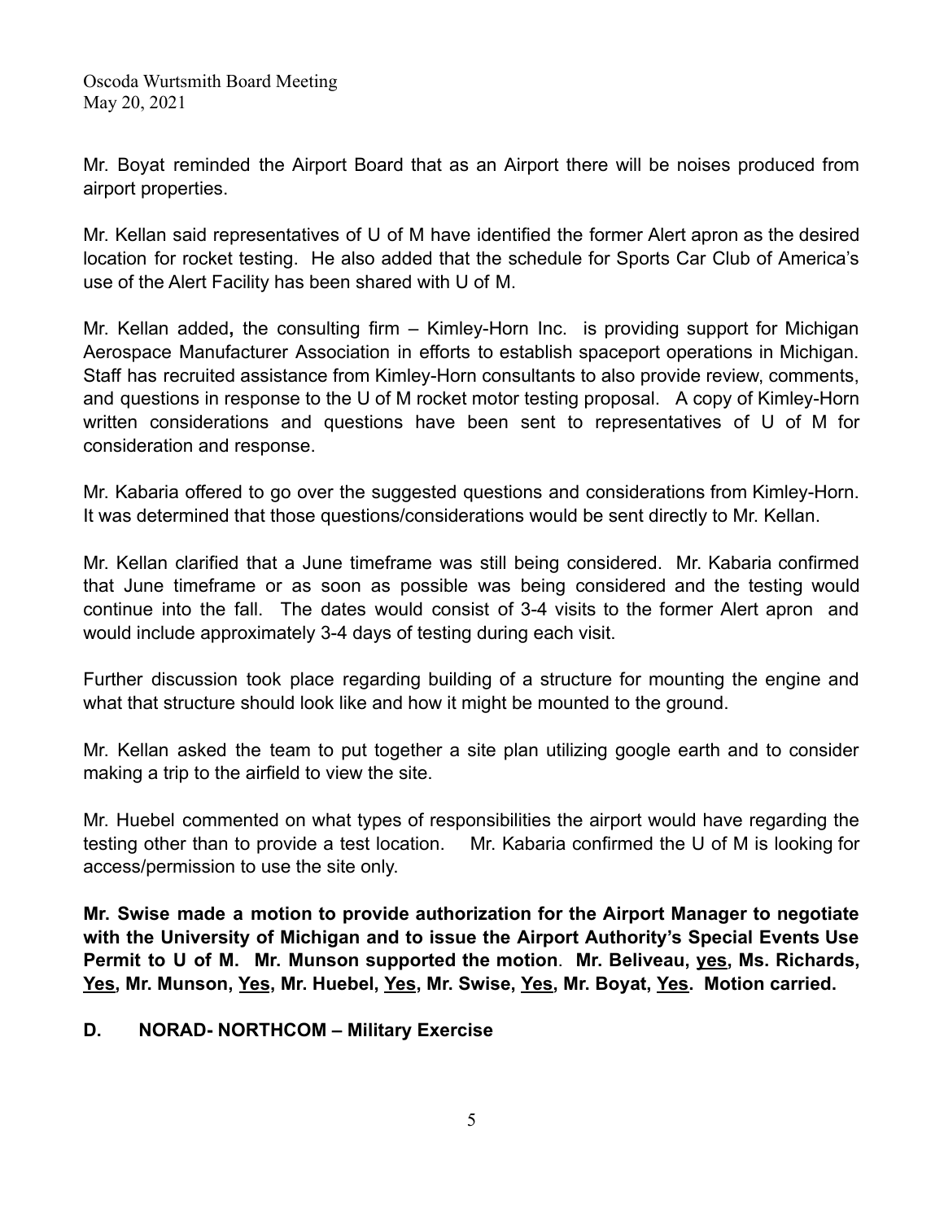Mr. Boyat reminded the Airport Board that as an Airport there will be noises produced from airport properties.

Mr. Kellan said representatives of U of M have identified the former Alert apron as the desired location for rocket testing. He also added that the schedule for Sports Car Club of America's use of the Alert Facility has been shared with U of M.

Mr. Kellan added**,** the consulting firm – Kimley-Horn Inc. is providing support for Michigan Aerospace Manufacturer Association in efforts to establish spaceport operations in Michigan. Staff has recruited assistance from Kimley-Horn consultants to also provide review, comments, and questions in response to the U of M rocket motor testing proposal. A copy of Kimley-Horn written considerations and questions have been sent to representatives of U of M for consideration and response.

Mr. Kabaria offered to go over the suggested questions and considerations from Kimley-Horn. It was determined that those questions/considerations would be sent directly to Mr. Kellan.

Mr. Kellan clarified that a June timeframe was still being considered. Mr. Kabaria confirmed that June timeframe or as soon as possible was being considered and the testing would continue into the fall. The dates would consist of 3-4 visits to the former Alert apron and would include approximately 3-4 days of testing during each visit.

Further discussion took place regarding building of a structure for mounting the engine and what that structure should look like and how it might be mounted to the ground.

Mr. Kellan asked the team to put together a site plan utilizing google earth and to consider making a trip to the airfield to view the site.

Mr. Huebel commented on what types of responsibilities the airport would have regarding the testing other than to provide a test location. Mr. Kabaria confirmed the U of M is looking for access/permission to use the site only.

**Mr. Swise made a motion to provide authorization for the Airport Manager to negotiate with the University of Michigan and to issue the Airport Authority's Special Events Use Permit to U of M. Mr. Munson supported the motion**. **Mr. Beliveau, <u>yes</u>, Ms. Richards, <u>Yes</u>, Mr. Munson, <u>Yes</u>, Mr. Huebel, <u>Yes</u>, Mr. Swise, <u>Yes</u>, Mr. Boyat, <u>Yes</u>. Motion carried.**

**D. NORAD- NORTHCOM – Military Exercise**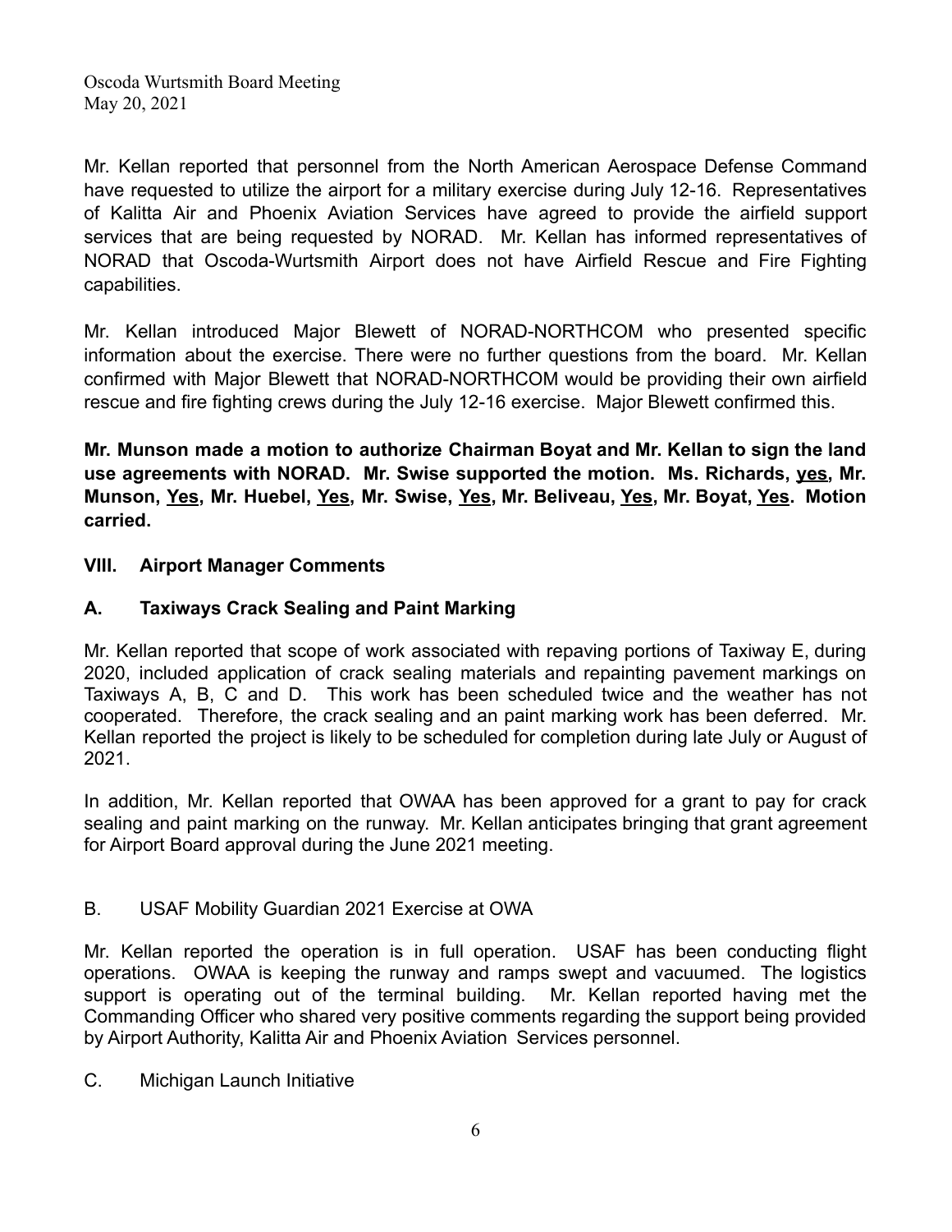Mr. Kellan reported that personnel from the North American Aerospace Defense Command have requested to utilize the airport for a military exercise during July 12-16. Representatives of Kalitta Air and Phoenix Aviation Services have agreed to provide the airfield support services that are being requested by NORAD. Mr. Kellan has informed representatives of NORAD that Oscoda-Wurtsmith Airport does not have Airfield Rescue and Fire Fighting capabilities.

Mr. Kellan introduced Major Blewett of NORAD-NORTHCOM who presented specific information about the exercise. There were no further questions from the board. Mr. Kellan confirmed with Major Blewett that NORAD-NORTHCOM would be providing their own airfield rescue and fire fighting crews during the July 12-16 exercise. Major Blewett confirmed this.

**Mr. Munson made a motion to authorize Chairman Boyat and Mr. Kellan to sign the land use agreements with NORAD. Mr. Swise supported the motion. Ms. Richards, <u>yes</u>, Mr. Munson, <u>Yes</u>, Mr. Huebel, <u>Yes</u>, Mr. Swise, <u>Yes</u>, Mr. Beliveau, <u>Yes</u>, Mr. Boyat, <u>Yes</u>. Motion carried.**

## VIII. Airport Manager Comments

### A. Taxiways Crack Sealing and Paint Marking

Mr. Kellan reported that scope of work associated with repaving portions of Taxiway E, during 2020, included application of crack sealing materials and repainting pavement markings on Taxiways A, B, C and D. This work has been scheduled twice and the weather has not cooperated. Therefore, the crack sealing and an paint marking work has been deferred. Mr. Kellan reported the project is likely to be scheduled for completion during late July or August of 2021.

In addition, Mr. Kellan reported that OWAA has been approved for a grant to pay for crack sealing and paint marking on the runway. Mr. Kellan anticipates bringing that grant agreement for Airport Board approval during the June 2021 meeting.

### B. USAF Mobility Guardian 2021 Exercise at OWA

Mr. Kellan reported the operation is in full operation. USAF has been conducting flight operations. OWAA is keeping the runway and ramps swept and vacuumed. The logistics support is operating out of the terminal building. Mr. Kellan reported having met the Commanding Officer who shared very positive comments regarding the support being provided by Airport Authority, Kalitta Air and Phoenix Aviation Services personnel.

### C. Michigan Launch Initiative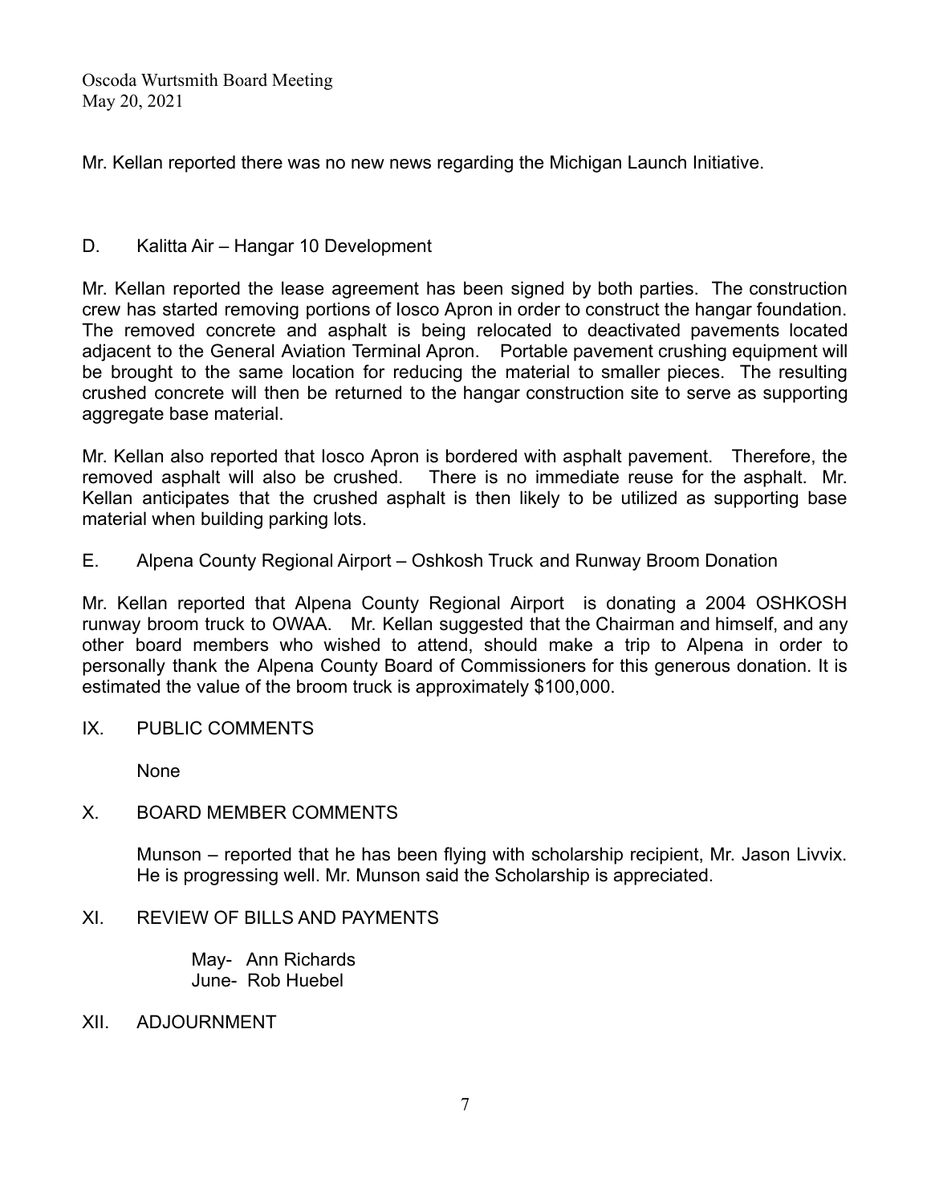Mr. Kellan reported there was no new news regarding the Michigan Launch Initiative.

D. Kalitta Air – Hangar 10 Development

Mr. Kellan reported the lease agreement has been signed by both parties. The construction crew has started removing portions of Iosco Apron in order to construct the hangar foundation. The removed concrete and asphalt is being relocated to deactivated pavements located adjacent to the General Aviation Terminal Apron. Portable pavement crushing equipment will be brought to the same location for reducing the material to smaller pieces. The resulting crushed concrete will then be returned to the hangar construction site to serve as supporting aggregate base material.

Mr. Kellan also reported that Iosco Apron is bordered with asphalt pavement. Therefore, the removed asphalt will also be crushed. There is no immediate reuse for the asphalt. Mr. Kellan anticipates that the crushed asphalt is then likely to be utilized as supporting base material when building parking lots.

E. Alpena County Regional Airport – Oshkosh Truck and Runway Broom Donation

Mr. Kellan reported that Alpena County Regional Airport is donating a 2004 OSHKOSH runway broom truck to OWAA. Mr. Kellan suggested that the Chairman and himself, and any other board members who wished to attend, should make a trip to Alpena in order to personally thank the Alpena County Board of Commissioners for this generous donation. It is estimated the value of the broom truck is approximately $100,000.

IX. PUBLIC COMMENTS

None

X. BOARD MEMBER COMMENTS

Munson – reported that he has been flying with scholarship recipient, Mr. Jason Livvix. He is progressing well. Mr. Munson said the Scholarship is appreciated.

XI. REVIEW OF BILLS AND PAYMENTS

May- Ann Richards
June- Rob Huebel

XII. ADJOURNMENT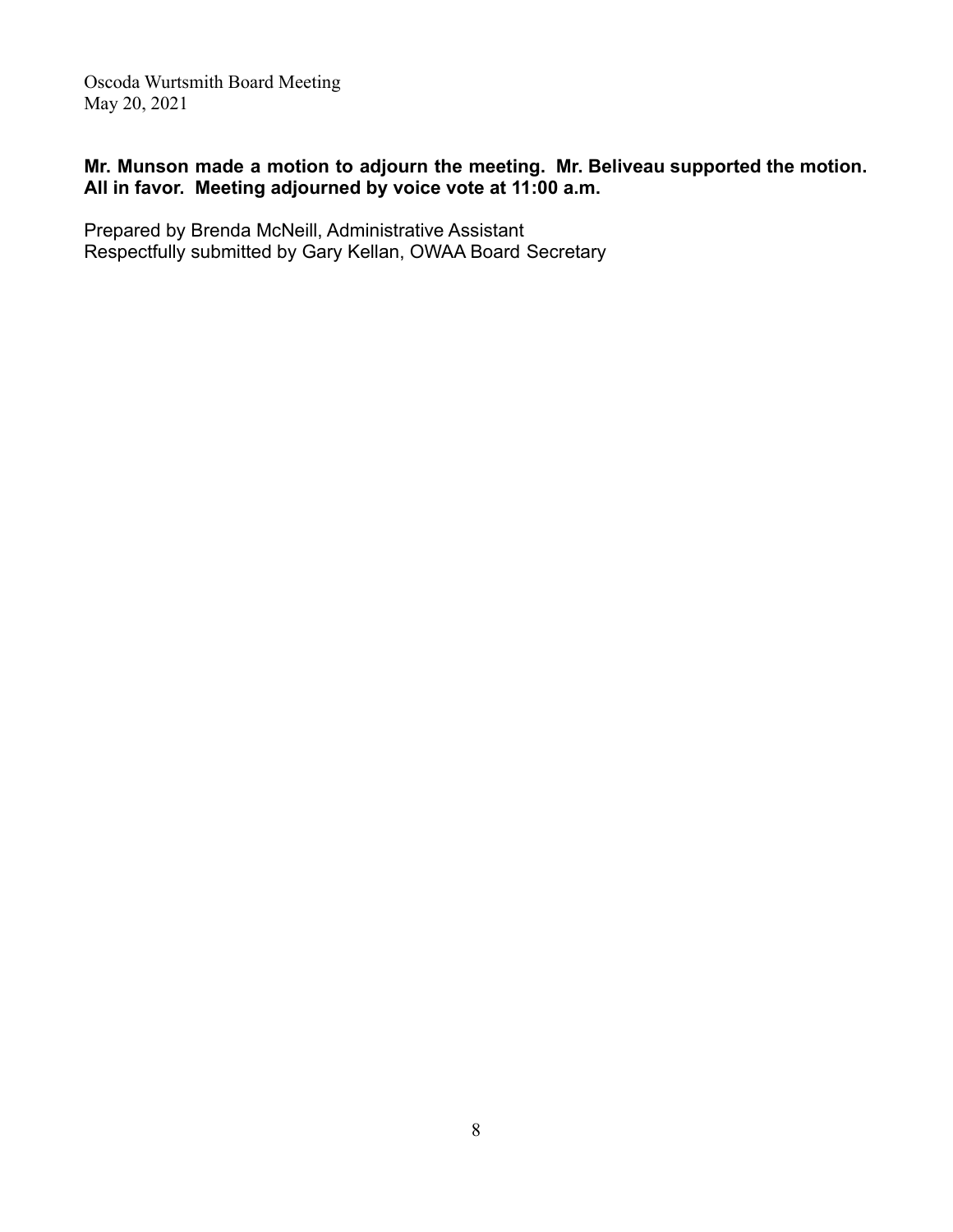**Mr. Munson made a motion to adjourn the meeting. Mr. Beliveau supported the motion. All in favor. Meeting adjourned by voice vote at 11:00 a.m.**

Prepared by Brenda McNeill, Administrative Assistant
Respectfully submitted by Gary Kellan, OWAA Board Secretary